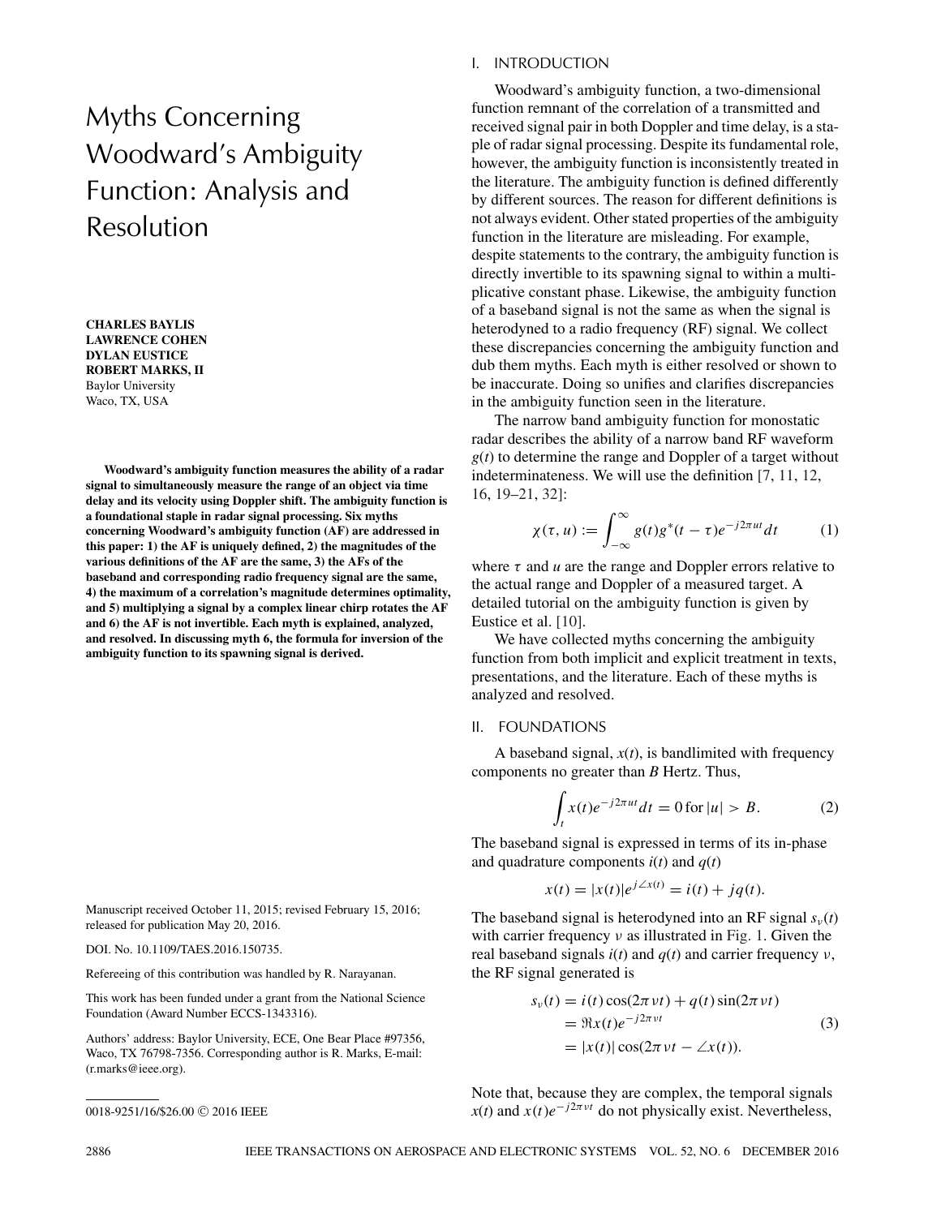# Myths Concerning Woodward's Ambiguity Function: Analysis and Resolution

**CHARLES BAYLIS**
**LAWRENCE COHEN**
**DYLAN EUSTICE**
**ROBERT MARKS, II**
Baylor University
Waco, TX, USA

**Woodward's ambiguity function measures the ability of a radar signal to simultaneously measure the range of an object via time delay and its velocity using Doppler shift. The ambiguity function is a foundational staple in radar signal processing. Six myths concerning Woodward's ambiguity function (AF) are addressed in this paper: 1) the AF is uniquely defined, 2) the magnitudes of the various definitions of the AF are the same, 3) the AFs of the baseband and corresponding radio frequency signal are the same, 4) the maximum of a correlation's magnitude determines optimality, and 5) multiplying a signal by a complex linear chirp rotates the AF and 6) the AF is not invertible. Each myth is explained, analyzed, and resolved. In discussing myth 6, the formula for inversion of the ambiguity function to its spawning signal is derived.**

Manuscript received October 11, 2015; revised February 15, 2016; released for publication May 20, 2016.

DOI. No. 10.1109/TAES.2016.150735.

Refereeing of this contribution was handled by R. Narayanan.

This work has been funded under a grant from the National Science Foundation (Award Number ECCS-1343316).

Authors' address: Baylor University, ECE, One Bear Place #97356, Waco, TX 76798-7356. Corresponding author is R. Marks, E-mail: (r.marks@ieee.org).

0018-9251/16/$26.00 © 2016 IEEE

## I. INTRODUCTION

Woodward's ambiguity function, a two-dimensional function remnant of the correlation of a transmitted and received signal pair in both Doppler and time delay, is a staple of radar signal processing. Despite its fundamental role, however, the ambiguity function is inconsistently treated in the literature. The ambiguity function is defined differently by different sources. The reason for different definitions is not always evident. Other stated properties of the ambiguity function in the literature are misleading. For example, despite statements to the contrary, the ambiguity function is directly invertible to its spawning signal to within a multiplicative constant phase. Likewise, the ambiguity function of a baseband signal is not the same as when the signal is heterodyned to a radio frequency (RF) signal. We collect these discrepancies concerning the ambiguity function and dub them myths. Each myth is either resolved or shown to be inaccurate. Doing so unifies and clarifies discrepancies in the ambiguity function seen in the literature.

The narrow band ambiguity function for monostatic radar describes the ability of a narrow band RF waveform $g(t)$ to determine the range and Doppler of a target without indeterminateness. We will use the definition [7, 11, 12, 16, 19–21, 32]:

$$\chi(\tau, u) := \int_{-\infty}^{\infty} g(t) g^*(t - \tau) e^{-j2\pi u t} dt \qquad (1)$$

where $\tau$ and $u$ are the range and Doppler errors relative to the actual range and Doppler of a measured target. A detailed tutorial on the ambiguity function is given by Eustice et al. [10].

We have collected myths concerning the ambiguity function from both implicit and explicit treatment in texts, presentations, and the literature. Each of these myths is analyzed and resolved.

## II. FOUNDATIONS

A baseband signal, $x(t)$, is bandlimited with frequency components no greater than $B$ Hertz. Thus,

$$\int_t x(t) e^{-j2\pi u t} dt = 0 \text{ for } |u| > B. \qquad (2)$$

The baseband signal is expressed in terms of its in-phase and quadrature components $i(t)$ and $q(t)$

$$x(t) = |x(t)| e^{j\angle x(t)} = i(t) + jq(t).$$

The baseband signal is heterodyned into an RF signal $s_\nu(t)$ with carrier frequency $\nu$ as illustrated in Fig. 1. Given the real baseband signals $i(t)$ and $q(t)$ and carrier frequency $\nu$, the RF signal generated is

$$\begin{aligned} s_\nu(t) &= i(t)\cos(2\pi\nu t) + q(t)\sin(2\pi\nu t) \\ &= \Re x(t) e^{-j2\pi\nu t} \\ &= |x(t)|\cos(2\pi\nu t - \angle x(t)). \end{aligned} \qquad (3)$$

Note that, because they are complex, the temporal signals $x(t)$ and $x(t)e^{-j2\pi\nu t}$ do not physically exist. Nevertheless,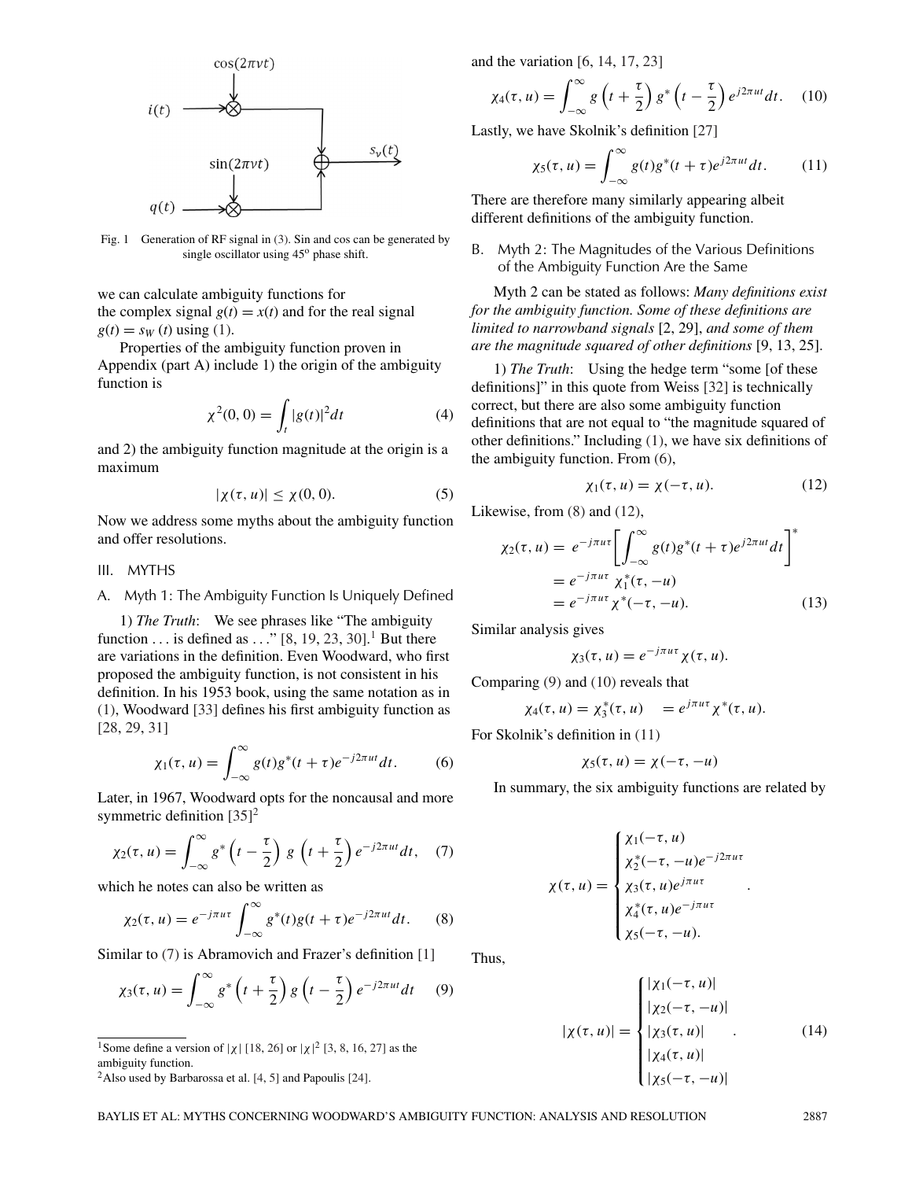Fig. 1 Generation of RF signal in (3). Sin and cos can be generated by single oscillator using 45° phase shift.

we can calculate ambiguity functions for the complex signal $g(t) = x(t)$ and for the real signal $g(t) = s_W(t)$ using (1).

Properties of the ambiguity function proven in Appendix (part A) include 1) the origin of the ambiguity function is

$$\chi^2(0,0) = \int_t |g(t)|^2 dt \tag{4}$$

and 2) the ambiguity function magnitude at the origin is a maximum

$$|\chi(\tau, u)| \leq \chi(0,0). \tag{5}$$

Now we address some myths about the ambiguity function and offer resolutions.

## III. MYTHS

### A. Myth 1: The Ambiguity Function Is Uniquely Defined

1) *The Truth*: We see phrases like "The ambiguity function ... is defined as ..." [8, 19, 23, 30].[1] But there are variations in the definition. Even Woodward, who first proposed the ambiguity function, is not consistent in his definition. In his 1953 book, using the same notation as in (1), Woodward [33] defines his first ambiguity function as [28, 29, 31]

$$\chi_1(\tau, u) = \int_{-\infty}^{\infty} g(t) g^*(t+\tau) e^{-j2\pi u t} dt. \tag{6}$$

Later, in 1967, Woodward opts for the noncausal and more symmetric definition [35][2]

$$\chi_2(\tau, u) = \int_{-\infty}^{\infty} g^*\left(t - \frac{\tau}{2}\right) g\left(t + \frac{\tau}{2}\right) e^{-j2\pi u t} dt, \tag{7}$$

which he notes can also be written as

$$\chi_2(\tau, u) = e^{-j\pi u \tau} \int_{-\infty}^{\infty} g^*(t) g(t+\tau) e^{-j2\pi u t} dt. \tag{8}$$

Similar to (7) is Abramovich and Frazer's definition [1]

$$\chi_3(\tau, u) = \int_{-\infty}^{\infty} g^*\left(t + \frac{\tau}{2}\right) g\left(t - \frac{\tau}{2}\right) e^{-j2\pi u t} dt \tag{9}$$

and the variation [6, 14, 17, 23]

$$\chi_4(\tau, u) = \int_{-\infty}^{\infty} g\left(t + \frac{\tau}{2}\right) g^*\left(t - \frac{\tau}{2}\right) e^{j2\pi u t} dt. \tag{10}$$

Lastly, we have Skolnik's definition [27]

$$\chi_5(\tau, u) = \int_{-\infty}^{\infty} g(t) g^*(t+\tau) e^{j2\pi u t} dt. \tag{11}$$

There are therefore many similarly appearing albeit different definitions of the ambiguity function.

### B. Myth 2: The Magnitudes of the Various Definitions of the Ambiguity Function Are the Same

Myth 2 can be stated as follows: *Many definitions exist for the ambiguity function. Some of these definitions are limited to narrowband signals* [2, 29], *and some of them are the magnitude squared of other definitions* [9, 13, 25].

1) *The Truth*: Using the hedge term "some [of these definitions]" in this quote from Weiss [32] is technically correct, but there are also some ambiguity function definitions that are not equal to "the magnitude squared of other definitions." Including (1), we have six definitions of the ambiguity function. From (6),

$$\chi_1(\tau, u) = \chi(-\tau, u). \tag{12}$$

Likewise, from (8) and (12),

$$\begin{aligned}
\chi_2(\tau, u) &= e^{-j\pi u \tau} \left[ \int_{-\infty}^{\infty} g(t) g^*(t+\tau) e^{j2\pi u t} dt \right]^* \\
&= e^{-j\pi u \tau} \chi_1^*(\tau, -u) \\
&= e^{-j\pi u \tau} \chi^*(-\tau, -u).
\end{aligned} \tag{13}$$

Similar analysis gives

$$\chi_3(\tau, u) = e^{-j\pi u \tau} \chi(\tau, u).$$

Comparing (9) and (10) reveals that

$$\chi_4(\tau, u) = \chi_3^*(\tau, u) \quad = e^{j\pi u \tau} \chi^*(\tau, u).$$

For Skolnik's definition in (11)

$$\chi_5(\tau, u) = \chi(-\tau, -u)$$

In summary, the six ambiguity functions are related by

$$\chi(\tau, u) = \begin{cases} \chi_1(-\tau, u) \\ \chi_2^*(-\tau, -u) e^{-j2\pi u \tau} \\ \chi_3(\tau, u) e^{j\pi u \tau} \\ \chi_4^*(\tau, u) e^{-j\pi u \tau} \\ \chi_5(-\tau, -u). \end{cases}$$

Thus,

$$|\chi(\tau, u)| = \begin{cases} |\chi_1(-\tau, u)| \\ |\chi_2(-\tau, -u)| \\ |\chi_3(\tau, u)| \\ |\chi_4(\tau, u)| \\ |\chi_5(-\tau, -u)| \end{cases}. \tag{14}$$

[1] Some define a version of $|\chi|$ [18, 26] or $|\chi|^2$ [3, 8, 16, 27] as the ambiguity function.

[2] Also used by Barbarossa et al. [4, 5] and Papoulis [24].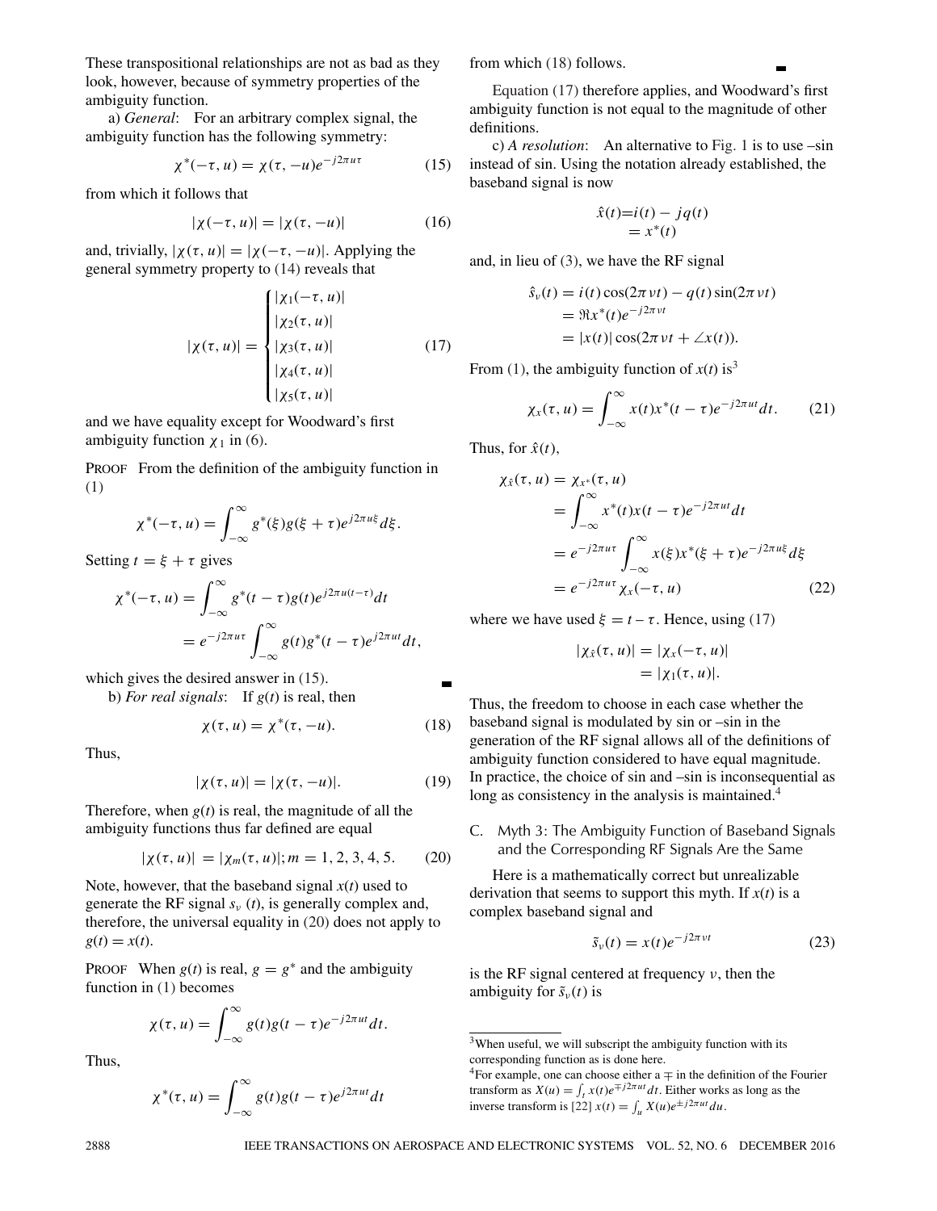These transpositional relationships are not as bad as they look, however, because of symmetry properties of the ambiguity function.

a) *General*: For an arbitrary complex signal, the ambiguity function has the following symmetry:

$$\chi^*(-\tau, u) = \chi(\tau, -u)e^{-j2\pi u\tau} \tag{15}$$

from which it follows that

$$|\chi(-\tau, u)| = |\chi(\tau, -u)| \tag{16}$$

and, trivially, $|\chi(\tau, u)| = |\chi(-\tau, -u)|$. Applying the general symmetry property to (14) reveals that

$$|\chi(\tau, u)| = \begin{cases} |\chi_1(-\tau, u)| \\ |\chi_2(\tau, u)| \\ |\chi_3(\tau, u)| \\ |\chi_4(\tau, u)| \\ |\chi_5(\tau, u)| \end{cases} \tag{17}$$

and we have equality except for Woodward's first ambiguity function $\chi_1$ in (6).

PROOF From the definition of the ambiguity function in (1)

$$\chi^*(-\tau, u) = \int_{-\infty}^{\infty} g^*(\xi)g(\xi + \tau)e^{j2\pi u\xi}d\xi.$$

Setting $t = \xi + \tau$ gives

$$\begin{aligned}\chi^*(-\tau, u) &= \int_{-\infty}^{\infty} g^*(t - \tau)g(t)e^{j2\pi u(t-\tau)}dt \\ &= e^{-j2\pi u\tau}\int_{-\infty}^{\infty} g(t)g^*(t - \tau)e^{j2\pi ut}dt,\end{aligned}$$

which gives the desired answer in (15). ∎

b) *For real signals*: If $g(t)$ is real, then

$$\chi(\tau, u) = \chi^*(\tau, -u). \tag{18}$$

Thus,

$$|\chi(\tau, u)| = |\chi(\tau, -u)|. \tag{19}$$

Therefore, when $g(t)$ is real, the magnitude of all the ambiguity functions thus far defined are equal

$$|\chi(\tau, u)| = |\chi_m(\tau, u)|; m = 1, 2, 3, 4, 5. \tag{20}$$

Note, however, that the baseband signal $x(t)$ used to generate the RF signal $s_\nu(t)$, is generally complex and, therefore, the universal equality in (20) does not apply to $g(t) = x(t)$.

PROOF When $g(t)$ is real, $g = g^*$ and the ambiguity function in (1) becomes

$$\chi(\tau, u) = \int_{-\infty}^{\infty} g(t)g(t - \tau)e^{-j2\pi ut}dt.$$

Thus,

$$\chi^*(\tau, u) = \int_{-\infty}^{\infty} g(t)g(t - \tau)e^{j2\pi ut}dt$$

from which (18) follows. ∎

Equation (17) therefore applies, and Woodward's first ambiguity function is not equal to the magnitude of other definitions.

c) *A resolution*: An alternative to Fig. 1 is to use –sin instead of sin. Using the notation already established, the baseband signal is now

$$\begin{aligned}\hat{x}(t) &= i(t) - jq(t) \\ &= x^*(t)\end{aligned}$$

and, in lieu of (3), we have the RF signal

$$\begin{aligned}\hat{s}_\nu(t) &= i(t)\cos(2\pi\nu t) - q(t)\sin(2\pi\nu t) \\ &= \Re x^*(t)e^{-j2\pi\nu t} \\ &= |x(t)|\cos(2\pi\nu t + \angle x(t)).\end{aligned}$$

From (1), the ambiguity function of $x(t)$ is[3]

$$\chi_x(\tau, u) = \int_{-\infty}^{\infty} x(t)x^*(t - \tau)e^{-j2\pi ut}dt. \tag{21}$$

Thus, for $\hat{x}(t)$,

$$\begin{aligned}\chi_{\hat{x}}(\tau, u) &= \chi_{x^*}(\tau, u) \\ &= \int_{-\infty}^{\infty} x^*(t)x(t - \tau)e^{-j2\pi ut}dt \\ &= e^{-j2\pi u\tau}\int_{-\infty}^{\infty} x(\xi)x^*(\xi + \tau)e^{-j2\pi u\xi}d\xi \\ &= e^{-j2\pi u\tau}\chi_x(-\tau, u)\end{aligned} \tag{22}$$

where we have used $\xi = t - \tau$. Hence, using (17)

$$\begin{aligned}|\chi_{\hat{x}}(\tau, u)| &= |\chi_x(-\tau, u)| \\ &= |\chi_1(\tau, u)|.\end{aligned}$$

Thus, the freedom to choose in each case whether the baseband signal is modulated by sin or –sin in the generation of the RF signal allows all of the definitions of ambiguity function considered to have equal magnitude. In practice, the choice of sin and –sin is inconsequential as long as consistency in the analysis is maintained.[4]

### C. Myth 3: The Ambiguity Function of Baseband Signals and the Corresponding RF Signals Are the Same

Here is a mathematically correct but unrealizable derivation that seems to support this myth. If $x(t)$ is a complex baseband signal and

$$\tilde{s}_\nu(t) = x(t)e^{-j2\pi\nu t} \tag{23}$$

is the RF signal centered at frequency $\nu$, then the ambiguity for $\tilde{s}_\nu(t)$ is

---

[3] When useful, we will subscript the ambiguity function with its corresponding function as is done here.

[4] For example, one can choose either a $\mp$ in the definition of the Fourier transform as $X(u) = \int_t x(t)e^{\mp j2\pi ut}dt$. Either works as long as the inverse transform is [22] $x(t) = \int_u X(u)e^{\pm j2\pi ut}du$.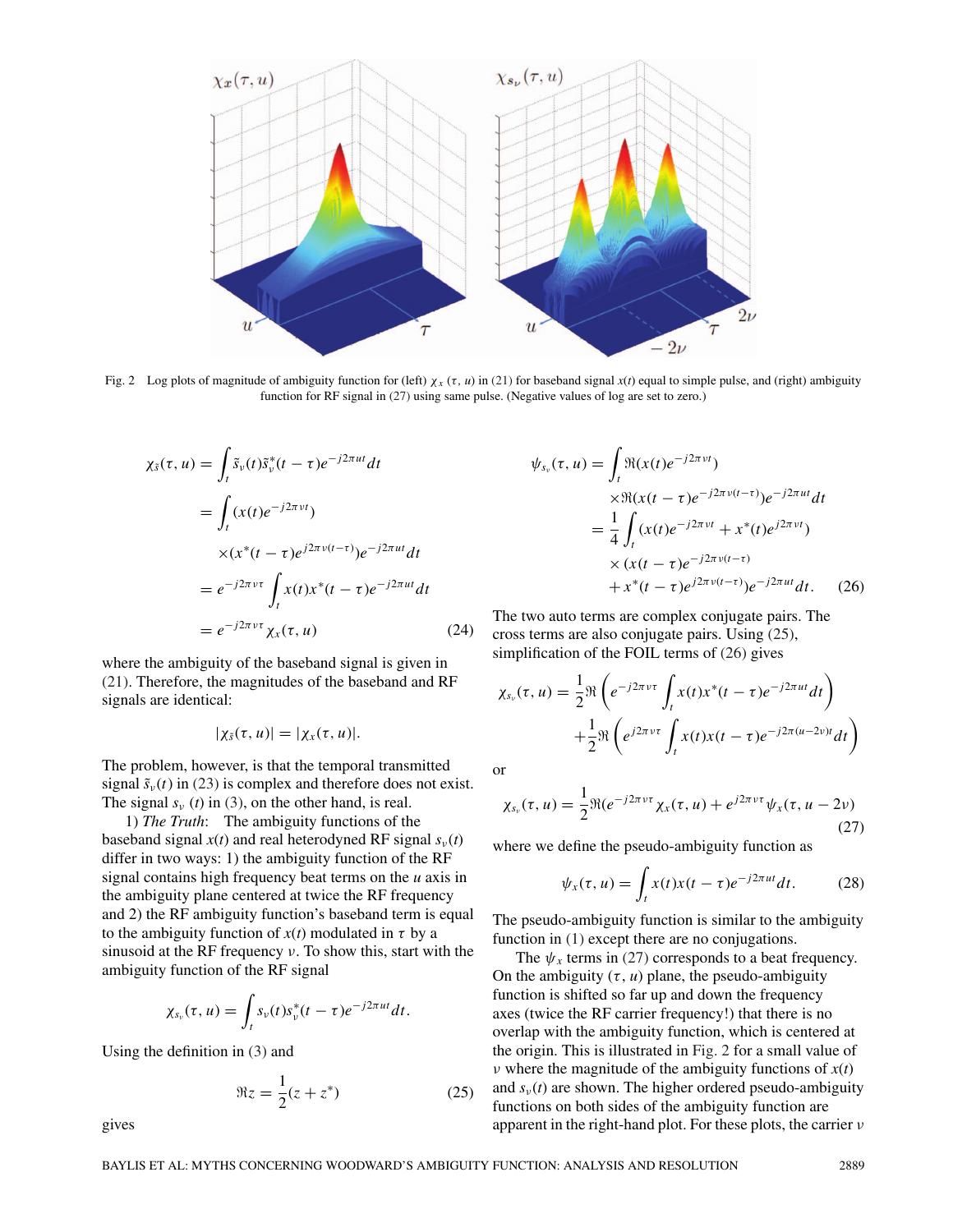$\chi_x(\tau, u)$

$\chi_{s_\nu}(\tau, u)$

$u$

$\tau$

$u$

$\tau$

$2\nu$

$-2\nu$

Fig. 2 Log plots of magnitude of ambiguity function for (left) $\chi_x(\tau, u)$ in (21) for baseband signal $x(t)$ equal to simple pulse, and (right) ambiguity function for RF signal in (27) using same pulse. (Negative values of log are set to zero.)

$$
\begin{aligned}
\chi_{\tilde{s}}(\tau, u) &= \int_t \tilde{s}_\nu(t)\tilde{s}_\nu^*(t-\tau)e^{-j2\pi ut}dt \\
&= \int_t (x(t)e^{-j2\pi\nu t}) \\
&\quad \times (x^*(t-\tau)e^{j2\pi\nu(t-\tau)})e^{-j2\pi ut}dt \\
&= e^{-j2\pi\nu\tau}\int_t x(t)x^*(t-\tau)e^{-j2\pi ut}dt \\
&= e^{-j2\pi\nu\tau}\chi_x(\tau, u)
\end{aligned} \tag{24}
$$

where the ambiguity of the baseband signal is given in (21). Therefore, the magnitudes of the baseband and RF signals are identical:

$$|\chi_{\tilde{s}}(\tau, u)| = |\chi_x(\tau, u)|.$$

The problem, however, is that the temporal transmitted signal $\tilde{s}_\nu(t)$ in (23) is complex and therefore does not exist. The signal $s_\nu(t)$ in (3), on the other hand, is real.

1) *The Truth*: The ambiguity functions of the baseband signal $x(t)$ and real heterodyned RF signal $s_\nu(t)$ differ in two ways: 1) the ambiguity function of the RF signal contains high frequency beat terms on the $u$ axis in the ambiguity plane centered at twice the RF frequency and 2) the RF ambiguity function's baseband term is equal to the ambiguity function of $x(t)$ modulated in $\tau$ by a sinusoid at the RF frequency $\nu$. To show this, start with the ambiguity function of the RF signal

$$\chi_{s_\nu}(\tau, u) = \int_t s_\nu(t)s_\nu^*(t-\tau)e^{-j2\pi ut}dt.$$

Using the definition in (3) and

$$\Re z = \frac{1}{2}(z + z^*) \tag{25}$$

gives

$$
\begin{aligned}
\psi_{s_\nu}(\tau, u) &= \int_t \Re(x(t)e^{-j2\pi\nu t}) \\
&\quad \times \Re(x(t-\tau)e^{-j2\pi\nu(t-\tau)})e^{-j2\pi ut}dt \\
&= \frac{1}{4}\int_t (x(t)e^{-j2\pi\nu t} + x^*(t)e^{j2\pi\nu t}) \\
&\quad \times (x(t-\tau)e^{-j2\pi\nu(t-\tau)} \\
&\quad + x^*(t-\tau)e^{j2\pi\nu(t-\tau)})e^{-j2\pi ut}dt.
\end{aligned} \tag{26}
$$

The two auto terms are complex conjugate pairs. The cross terms are also conjugate pairs. Using (25), simplification of the FOIL terms of (26) gives

$$
\begin{aligned}
\chi_{s_\nu}(\tau, u) &= \frac{1}{2}\Re\left(e^{-j2\pi\nu\tau}\int_t x(t)x^*(t-\tau)e^{-j2\pi ut}dt\right) \\
&\quad + \frac{1}{2}\Re\left(e^{j2\pi\nu\tau}\int_t x(t)x(t-\tau)e^{-j2\pi(u-2\nu)t}dt\right)
\end{aligned}
$$

or

$$\chi_{s_\nu}(\tau, u) = \frac{1}{2}\Re(e^{-j2\pi\nu\tau}\chi_x(\tau, u) + e^{j2\pi\nu\tau}\psi_x(\tau, u-2\nu) \tag{27}$$

where we define the pseudo-ambiguity function as

$$\psi_x(\tau, u) = \int_t x(t)x(t-\tau)e^{-j2\pi ut}dt. \tag{28}$$

The pseudo-ambiguity function is similar to the ambiguity function in (1) except there are no conjugations.

The $\psi_x$ terms in (27) corresponds to a beat frequency. On the ambiguity $(\tau, u)$ plane, the pseudo-ambiguity function is shifted so far up and down the frequency axes (twice the RF carrier frequency!) that there is no overlap with the ambiguity function, which is centered at the origin. This is illustrated in Fig. 2 for a small value of $\nu$ where the magnitude of the ambiguity functions of $x(t)$ and $s_\nu(t)$ are shown. The higher ordered pseudo-ambiguity functions on both sides of the ambiguity function are apparent in the right-hand plot. For these plots, the carrier $\nu$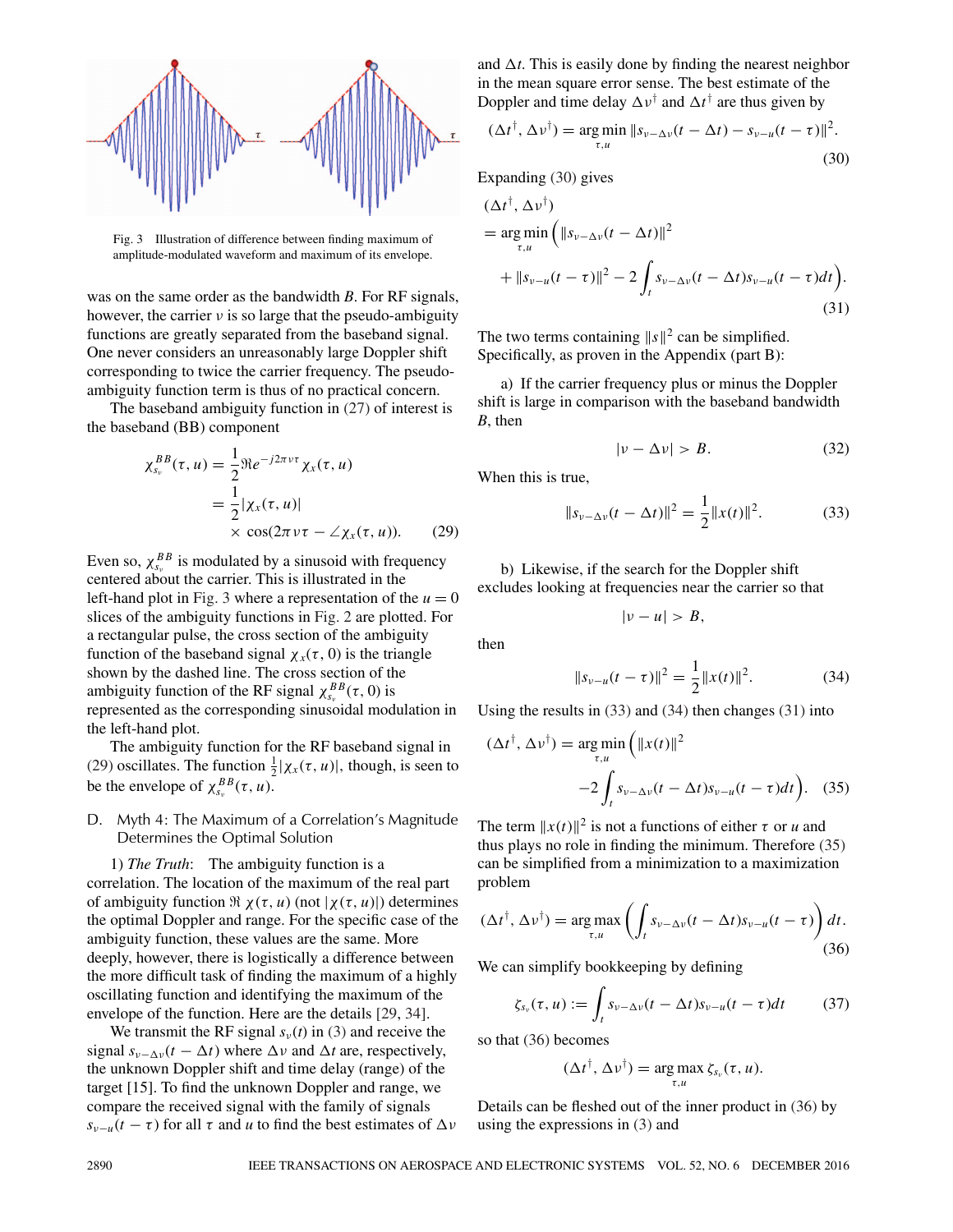τ

τ

Fig. 3 Illustration of difference between finding maximum of amplitude-modulated waveform and maximum of its envelope.

was on the same order as the bandwidth $B$. For RF signals, however, the carrier $\nu$ is so large that the pseudo-ambiguity functions are greatly separated from the baseband signal. One never considers an unreasonably large Doppler shift corresponding to twice the carrier frequency. The pseudo-ambiguity function term is thus of no practical concern.

The baseband ambiguity function in (27) of interest is the baseband (BB) component

$$\chi_{s_\nu}^{BB}(\tau, u) = \frac{1}{2}\Re e^{-j2\pi\nu\tau}\chi_x(\tau, u)$$
$$= \frac{1}{2}|\chi_x(\tau, u)| \times \cos(2\pi\nu\tau - \angle\chi_x(\tau, u)). \quad (29)$$

Even so, $\chi_{s_\nu}^{BB}$ is modulated by a sinusoid with frequency centered about the carrier. This is illustrated in the left-hand plot in Fig. 3 where a representation of the $u = 0$ slices of the ambiguity functions in Fig. 2 are plotted. For a rectangular pulse, the cross section of the ambiguity function of the baseband signal $\chi_x(\tau, 0)$ is the triangle shown by the dashed line. The cross section of the ambiguity function of the RF signal $\chi_{s_\nu}^{BB}(\tau, 0)$ is represented as the corresponding sinusoidal modulation in the left-hand plot.

The ambiguity function for the RF baseband signal in (29) oscillates. The function $\frac{1}{2}|\chi_x(\tau, u)|$, though, is seen to be the envelope of $\chi_{s_\nu}^{BB}(\tau, u)$.

## D. Myth 4: The Maximum of a Correlation's Magnitude Determines the Optimal Solution

1) *The Truth*: The ambiguity function is a correlation. The location of the maximum of the real part of ambiguity function $\Re\,\chi(\tau, u)$ (not $|\chi(\tau, u)|$) determines the optimal Doppler and range. For the specific case of the ambiguity function, these values are the same. More deeply, however, there is logistically a difference between the more difficult task of finding the maximum of a highly oscillating function and identifying the maximum of the envelope of the function. Here are the details [29, 34].

We transmit the RF signal $s_\nu(t)$ in (3) and receive the signal $s_{\nu-\Delta\nu}(t - \Delta t)$ where $\Delta\nu$ and $\Delta t$ are, respectively, the unknown Doppler shift and time delay (range) of the target [15]. To find the unknown Doppler and range, we compare the received signal with the family of signals $s_{\nu-u}(t - \tau)$ for all $\tau$ and $u$ to find the best estimates of $\Delta\nu$ and $\Delta t$. This is easily done by finding the nearest neighbor in the mean square error sense. The best estimate of the Doppler and time delay $\Delta\nu^\dagger$ and $\Delta t^\dagger$ are thus given by

$$(\Delta t^\dagger, \Delta\nu^\dagger) = \arg\min_{\tau,u} \|s_{\nu-\Delta\nu}(t - \Delta t) - s_{\nu-u}(t - \tau)\|^2. \quad (30)$$

Expanding (30) gives

$$(\Delta t^\dagger, \Delta\nu^\dagger) = \arg\min_{\tau,u}\Big(\|s_{\nu-\Delta\nu}(t - \Delta t)\|^2 + \|s_{\nu-u}(t - \tau)\|^2 - 2\int_t s_{\nu-\Delta\nu}(t - \Delta t)s_{\nu-u}(t - \tau)dt\Big). \quad (31)$$

The two terms containing $\|s\|^2$ can be simplified. Specifically, as proven in the Appendix (part B):

a) If the carrier frequency plus or minus the Doppler shift is large in comparison with the baseband bandwidth $B$, then

$$|\nu - \Delta\nu| > B. \quad (32)$$

When this is true,

$$\|s_{\nu-\Delta\nu}(t - \Delta t)\|^2 = \frac{1}{2}\|x(t)\|^2. \quad (33)$$

b) Likewise, if the search for the Doppler shift excludes looking at frequencies near the carrier so that

$$|\nu - u| > B,$$

then

$$\|s_{\nu-u}(t - \tau)\|^2 = \frac{1}{2}\|x(t)\|^2. \quad (34)$$

Using the results in (33) and (34) then changes (31) into

$$(\Delta t^\dagger, \Delta\nu^\dagger) = \arg\min_{\tau,u}\Big(\|x(t)\|^2 - 2\int_t s_{\nu-\Delta\nu}(t - \Delta t)s_{\nu-u}(t - \tau)dt\Big). \quad (35)$$

The term $\|x(t)\|^2$ is not a functions of either $\tau$ or $u$ and thus plays no role in finding the minimum. Therefore (35) can be simplified from a minimization to a maximization problem

$$(\Delta t^\dagger, \Delta\nu^\dagger) = \arg\max_{\tau,u}\left(\int_t s_{\nu-\Delta\nu}(t - \Delta t)s_{\nu-u}(t - \tau)\right)dt. \quad (36)$$

We can simplify bookkeeping by defining

$$\zeta_{s_\nu}(\tau, u) := \int_t s_{\nu-\Delta\nu}(t - \Delta t)s_{\nu-u}(t - \tau)dt \quad (37)$$

so that (36) becomes

$$(\Delta t^\dagger, \Delta\nu^\dagger) = \arg\max_{\tau,u} \zeta_{s_\nu}(\tau, u).$$

Details can be fleshed out of the inner product in (36) by using the expressions in (3) and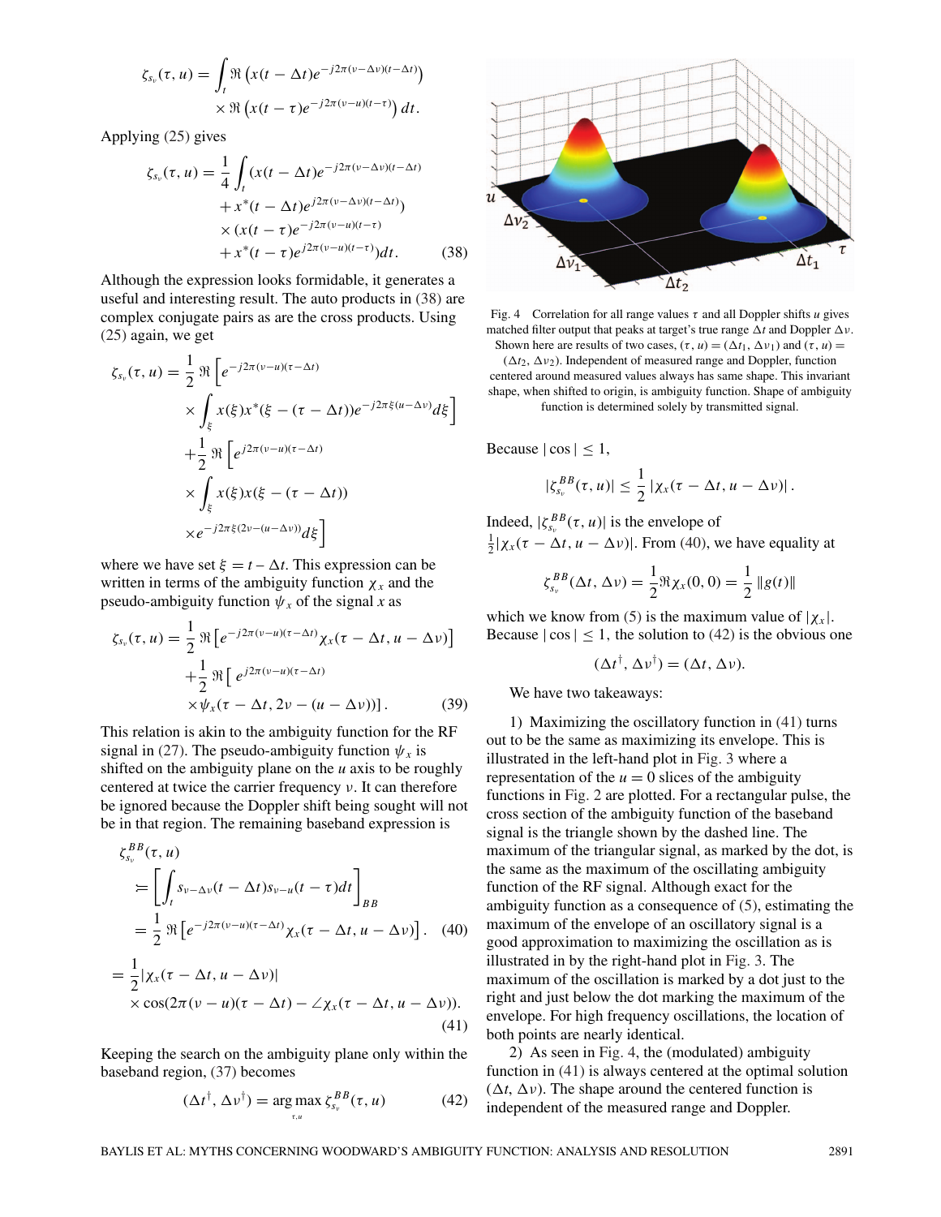$$\zeta_{s_v}(\tau, u) = \int_t \Re\left(x(t-\Delta t)e^{-j2\pi(v-\Delta v)(t-\Delta t)}\right) \times \Re\left(x(t-\tau)e^{-j2\pi(v-u)(t-\tau)}\right) dt.$$

Applying (25) gives

$$\begin{aligned}\zeta_{s_v}(\tau, u) = \frac{1}{4}\int_t &(x(t-\Delta t)e^{-j2\pi(v-\Delta v)(t-\Delta t)} \\ &+ x^*(t-\Delta t)e^{j2\pi(v-\Delta v)(t-\Delta t)}) \\ &\times (x(t-\tau)e^{-j2\pi(v-u)(t-\tau)} \\ &+ x^*(t-\tau)e^{j2\pi(v-u)(t-\tau)})dt. \end{aligned} \tag{38}$$

Although the expression looks formidable, it generates a useful and interesting result. The auto products in (38) are complex conjugate pairs as are the cross products. Using (25) again, we get

$$\begin{aligned}\zeta_{s_v}(\tau, u) = &\frac{1}{2}\Re\left[e^{-j2\pi(v-u)(\tau-\Delta t)} \times \int_\xi x(\xi)x^*(\xi-(\tau-\Delta t))e^{-j2\pi\xi(u-\Delta v)}d\xi\right] \\ &+ \frac{1}{2}\Re\left[e^{j2\pi(v-u)(\tau-\Delta t)} \times \int_\xi x(\xi)x(\xi-(\tau-\Delta t)) \times e^{-j2\pi\xi(2v-(u-\Delta v))}d\xi\right]\end{aligned}$$

where we have set $\xi = t - \Delta t$. This expression can be written in terms of the ambiguity function $\chi_x$ and the pseudo-ambiguity function $\psi_x$ of the signal $x$ as

$$\begin{aligned}\zeta_{s_v}(\tau, u) = &\frac{1}{2}\Re\left[e^{-j2\pi(v-u)(\tau-\Delta t)}\chi_x(\tau-\Delta t, u-\Delta v)\right] \\ &+ \frac{1}{2}\Re\left[e^{j2\pi(v-u)(\tau-\Delta t)} \times \psi_x(\tau-\Delta t, 2v-(u-\Delta v))\right].\end{aligned} \tag{39}$$

This relation is akin to the ambiguity function for the RF signal in (27). The pseudo-ambiguity function $\psi_x$ is shifted on the ambiguity plane on the $u$ axis to be roughly centered at twice the carrier frequency $v$. It can therefore be ignored because the Doppler shift being sought will not be in that region. The remaining baseband expression is

$$\begin{aligned}\zeta_{s_v}^{BB}(\tau, u) &\coloneqq \left[\int_t s_{v-\Delta v}(t-\Delta t)s_{v-u}(t-\tau)dt\right]_{BB} \\ &= \frac{1}{2}\Re\left[e^{-j2\pi(v-u)(\tau-\Delta t)}\chi_x(\tau-\Delta t, u-\Delta v)\right]. \end{aligned}\tag{40}$$

$$\begin{aligned}= &\frac{1}{2}|\chi_x(\tau-\Delta t, u-\Delta v)| \\ &\times \cos(2\pi(v-u)(\tau-\Delta t) - \angle\chi_x(\tau-\Delta t, u-\Delta v)).\end{aligned} \tag{41}$$

Keeping the search on the ambiguity plane only within the baseband region, (37) becomes

$$(\Delta t^\dagger, \Delta v^\dagger) = \arg\max_{\tau,u} \zeta_{s_v}^{BB}(\tau, u) \tag{42}$$

Fig. 4 Correlation for all range values $\tau$ and all Doppler shifts $u$ gives matched filter output that peaks at target's true range $\Delta t$ and Doppler $\Delta v$. Shown here are results of two cases, $(\tau, u) = (\Delta t_1, \Delta v_1)$ and $(\tau, u) = (\Delta t_2, \Delta v_2)$. Independent of measured range and Doppler, function centered around measured values always has same shape. This invariant shape, when shifted to origin, is ambiguity function. Shape of ambiguity function is determined solely by transmitted signal.

Because $|\cos| \leq 1$,

$$|\zeta_{s_v}^{BB}(\tau, u)| \leq \frac{1}{2}|\chi_x(\tau-\Delta t, u-\Delta v)|.$$

Indeed, $|\zeta_{s_v}^{BB}(\tau, u)|$ is the envelope of $\frac{1}{2}|\chi_x(\tau-\Delta t, u-\Delta v)|$. From (40), we have equality at

$$\zeta_{s_v}^{BB}(\Delta t, \Delta v) = \frac{1}{2}\Re\chi_x(0, 0) = \frac{1}{2}\|g(t)\|$$

which we know from (5) is the maximum value of $|\chi_x|$. Because $|\cos| \leq 1$, the solution to (42) is the obvious one

$$(\Delta t^\dagger, \Delta v^\dagger) = (\Delta t, \Delta v).$$

We have two takeaways:

1) Maximizing the oscillatory function in (41) turns out to be the same as maximizing its envelope. This is illustrated in the left-hand plot in Fig. 3 where a representation of the $u = 0$ slices of the ambiguity functions in Fig. 2 are plotted. For a rectangular pulse, the cross section of the ambiguity function of the baseband signal is the triangle shown by the dashed line. The maximum of the triangular signal, as marked by the dot, is the same as the maximum of the oscillating ambiguity function of the RF signal. Although exact for the ambiguity function as a consequence of (5), estimating the maximum of the envelope of an oscillatory signal is a good approximation to maximizing the oscillation as is illustrated in by the right-hand plot in Fig. 3. The maximum of the oscillation is marked by a dot just to the right and just below the dot marking the maximum of the envelope. For high frequency oscillations, the location of both points are nearly identical.

2) As seen in Fig. 4, the (modulated) ambiguity function in (41) is always centered at the optimal solution $(\Delta t, \Delta v)$. The shape around the centered function is independent of the measured range and Doppler.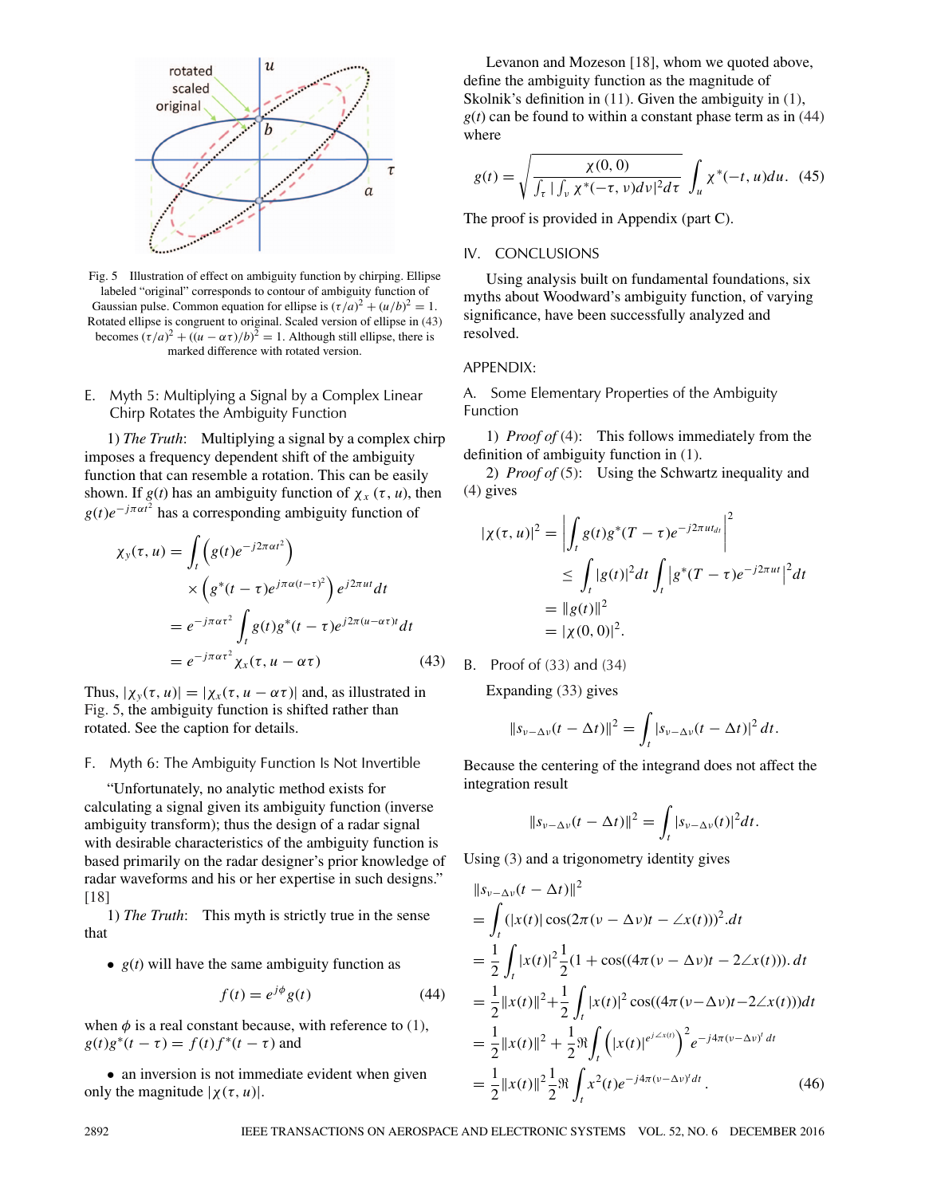rotated
scaled
original
$u$
$b$
$\tau$
$a$

Fig. 5  Illustration of effect on ambiguity function by chirping. Ellipse labeled "original" corresponds to contour of ambiguity function of Gaussian pulse. Common equation for ellipse is $(\tau/a)^2 + (u/b)^2 = 1$. Rotated ellipse is congruent to original. Scaled version of ellipse in (43) becomes $(\tau/a)^2 + ((u - \alpha\tau)/b)^2 = 1$. Although still ellipse, there is marked difference with rotated version.

## E. Myth 5: Multiplying a Signal by a Complex Linear Chirp Rotates the Ambiguity Function

1) *The Truth*: Multiplying a signal by a complex chirp imposes a frequency dependent shift of the ambiguity function that can resemble a rotation. This can be easily shown. If $g(t)$ has an ambiguity function of $\chi_x(\tau, u)$, then $g(t)e^{-j\pi\alpha t^2}$ has a corresponding ambiguity function of

$$
\begin{aligned}
\chi_y(\tau, u) &= \int_t \left(g(t)e^{-j2\pi\alpha t^2}\right) \\
&\quad \times \left(g^*(t-\tau)e^{j\pi\alpha(t-\tau)^2}\right) e^{j2\pi ut} dt \\
&= e^{-j\pi\alpha\tau^2} \int_t g(t)g^*(t-\tau)e^{j2\pi(u-\alpha\tau)t} dt \\
&= e^{-j\pi\alpha\tau^2} \chi_x(\tau, u - \alpha\tau) \qquad (43)
\end{aligned}
$$

Thus, $|\chi_y(\tau, u)| = |\chi_x(\tau, u - \alpha\tau)|$ and, as illustrated in Fig. 5, the ambiguity function is shifted rather than rotated. See the caption for details.

## F. Myth 6: The Ambiguity Function Is Not Invertible

"Unfortunately, no analytic method exists for calculating a signal given its ambiguity function (inverse ambiguity transform); thus the design of a radar signal with desirable characteristics of the ambiguity function is based primarily on the radar designer's prior knowledge of radar waveforms and his or her expertise in such designs." [18]

1) *The Truth*: This myth is strictly true in the sense that

- $g(t)$ will have the same ambiguity function as

$$f(t) = e^{j\phi} g(t) \qquad (44)$$

when $\phi$ is a real constant because, with reference to (1), $g(t)g^*(t-\tau) = f(t)f^*(t-\tau)$ and

- an inversion is not immediate evident when given only the magnitude $|\chi(\tau, u)|$.

Levanon and Mozeson [18], whom we quoted above, define the ambiguity function as the magnitude of Skolnik's definition in (11). Given the ambiguity in (1), $g(t)$ can be found to within a constant phase term as in (44) where

$$g(t) = \sqrt{\frac{\chi(0,0)}{\int_\tau |\int_\nu \chi^*(-\tau, \nu)d\nu|^2 d\tau}} \int_u \chi^*(-t, u)du. \quad (45)$$

The proof is provided in Appendix (part C).

# IV. CONCLUSIONS

Using analysis built on fundamental foundations, six myths about Woodward's ambiguity function, of varying significance, have been successfully analyzed and resolved.

# APPENDIX:

## A. Some Elementary Properties of the Ambiguity Function

1) *Proof of* (4): This follows immediately from the definition of ambiguity function in (1).

2) *Proof of* (5): Using the Schwartz inequality and (4) gives

$$
\begin{aligned}
|\chi(\tau, u)|^2 &= \left|\int_t g(t)g^*(T-\tau)e^{-j2\pi ut_{dt}}\right|^2 \\
&\leq \int_t |g(t)|^2 dt \int_t \left|g^*(T-\tau)e^{-j2\pi ut}\right|^2 dt \\
&= \|g(t)\|^2 \\
&= |\chi(0,0)|^2.
\end{aligned}
$$

## B. Proof of (33) and (34)

Expanding (33) gives

$$\|s_{\nu-\Delta\nu}(t-\Delta t)\|^2 = \int_t |s_{\nu-\Delta\nu}(t-\Delta t)|^2 \, dt.$$

Because the centering of the integrand does not affect the integration result

$$\|s_{\nu-\Delta\nu}(t-\Delta t)\|^2 = \int_t |s_{\nu-\Delta\nu}(t)|^2 dt.$$

Using (3) and a trigonometry identity gives

$$
\begin{aligned}
&\|s_{\nu-\Delta\nu}(t-\Delta t)\|^2 \\
&= \int_t (|x(t)| \cos(2\pi(\nu-\Delta\nu)t - \angle x(t)))^2 .dt \\
&= \frac{1}{2}\int_t |x(t)|^2 \frac{1}{2}(1 + \cos((4\pi(\nu-\Delta\nu)t - 2\angle x(t))).dt \\
&= \frac{1}{2}\|x(t)\|^2 + \frac{1}{2}\int_t |x(t)|^2 \cos((4\pi(\nu-\Delta\nu)t - 2\angle x(t)))dt \\
&= \frac{1}{2}\|x(t)\|^2 + \frac{1}{2}\Re\int_t \left(|x(t)|^{e^{j\angle x(t)}}\right)^2 e^{-j4\pi(\nu-\Delta\nu)^t} dt \\
&= \frac{1}{2}\|x(t)\|^2 \frac{1}{2}\Re\int_t x^2(t)e^{-j4\pi(\nu-\Delta\nu)^t dt}. \qquad (46)
\end{aligned}
$$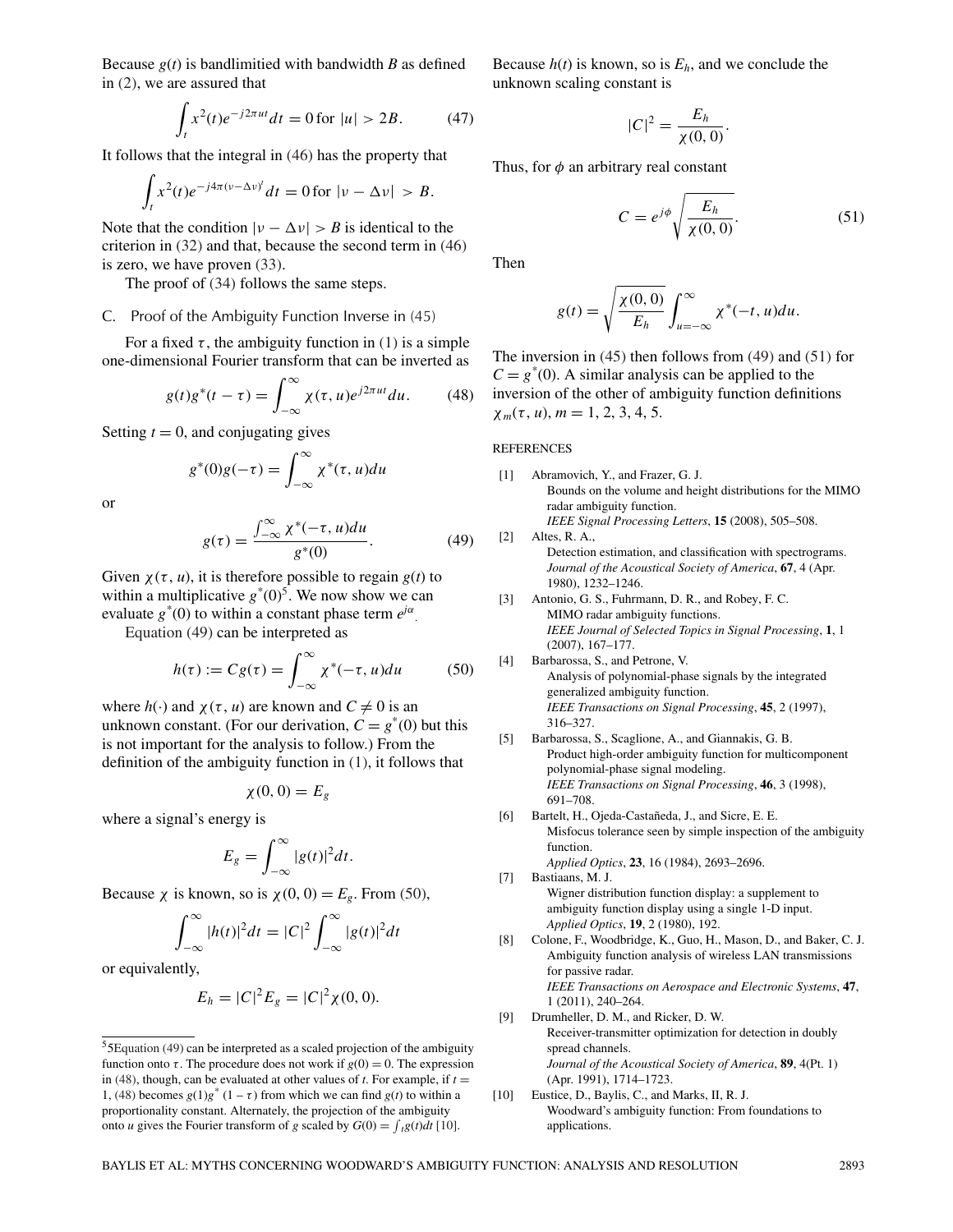Because $g(t)$ is bandlimitied with bandwidth $B$ as defined in (2), we are assured that

$$\int_t x^2(t)e^{-j2\pi ut}dt = 0 \text{ for } |u| > 2B. \tag{47}$$

It follows that the integral in (46) has the property that

$$\int_t x^2(t)e^{-j4\pi(\nu-\Delta\nu)^t}dt = 0 \text{ for } |\nu - \Delta\nu| > B.$$

Note that the condition $|\nu - \Delta\nu| > B$ is identical to the criterion in (32) and that, because the second term in (46) is zero, we have proven (33).

The proof of (34) follows the same steps.

## C. Proof of the Ambiguity Function Inverse in (45)

For a fixed $\tau$, the ambiguity function in (1) is a simple one-dimensional Fourier transform that can be inverted as

$$g(t)g^*(t-\tau) = \int_{-\infty}^{\infty} \chi(\tau, u)e^{j2\pi ut}du. \tag{48}$$

Setting $t = 0$, and conjugating gives

$$g^*(0)g(-\tau) = \int_{-\infty}^{\infty} \chi^*(\tau, u)du$$

or

$$g(\tau) = \frac{\int_{-\infty}^{\infty} \chi^*(-\tau, u)du}{g^*(0)}. \tag{49}$$

Given $\chi(\tau, u)$, it is therefore possible to regain $g(t)$ to within a multiplicative $g^*(0)$[5]. We now show we can evaluate $g^*(0)$ to within a constant phase term $e^{j\alpha}$.

Equation (49) can be interpreted as

$$h(\tau) := Cg(\tau) = \int_{-\infty}^{\infty} \chi^*(-\tau, u)du \tag{50}$$

where $h(\cdot)$ and $\chi(\tau, u)$ are known and $C \neq 0$ is an unknown constant. (For our derivation, $C = g^*(0)$ but this is not important for the analysis to follow.) From the definition of the ambiguity function in (1), it follows that

$$\chi(0, 0) = E_g$$

where a signal's energy is

$$E_g = \int_{-\infty}^{\infty} |g(t)|^2 dt.$$

Because $\chi$ is known, so is $\chi(0, 0) = E_g$. From (50),

$$\int_{-\infty}^{\infty} |h(t)|^2 dt = |C|^2 \int_{-\infty}^{\infty} |g(t)|^2 dt$$

or equivalently,

$$E_h = |C|^2 E_g = |C|^2 \chi(0, 0).$$

[5] 5Equation (49) can be interpreted as a scaled projection of the ambiguity function onto $\tau$. The procedure does not work if $g(0) = 0$. The expression in (48), though, can be evaluated at other values of $t$. For example, if $t = 1$, (48) becomes $g(1)g^*(1 - \tau)$ from which we can find $g(t)$ to within a proportionality constant. Alternately, the projection of the ambiguity onto $u$ gives the Fourier transform of $g$ scaled by $G(0) = \int_t g(t)dt$ [10].

Because $h(t)$ is known, so is $E_h$, and we conclude the unknown scaling constant is

$$|C|^2 = \frac{E_h}{\chi(0, 0)}.$$

Thus, for $\phi$ an arbitrary real constant

$$C = e^{j\phi}\sqrt{\frac{E_h}{\chi(0, 0)}}. \tag{51}$$

Then

$$g(t) = \sqrt{\frac{\chi(0, 0)}{E_h}} \int_{u=-\infty}^{\infty} \chi^*(-t, u)du.$$

The inversion in (45) then follows from (49) and (51) for $C = g^*(0)$. A similar analysis can be applied to the inversion of the other of ambiguity function definitions $\chi_m(\tau, u)$, $m = 1, 2, 3, 4, 5$.

## REFERENCES

[1] Abramovich, Y., and Frazer, G. J.
Bounds on the volume and height distributions for the MIMO radar ambiguity function.
*IEEE Signal Processing Letters*, **15** (2008), 505–508.

[2] Altes, R. A.,
Detection estimation, and classification with spectrograms.
*Journal of the Acoustical Society of America*, **67**, 4 (Apr. 1980), 1232–1246.

[3] Antonio, G. S., Fuhrmann, D. R., and Robey, F. C.
MIMO radar ambiguity functions.
*IEEE Journal of Selected Topics in Signal Processing*, **1**, 1 (2007), 167–177.

[4] Barbarossa, S., and Petrone, V.
Analysis of polynomial-phase signals by the integrated generalized ambiguity function.
*IEEE Transactions on Signal Processing*, **45**, 2 (1997), 316–327.

[5] Barbarossa, S., Scaglione, A., and Giannakis, G. B.
Product high-order ambiguity function for multicomponent polynomial-phase signal modeling.
*IEEE Transactions on Signal Processing*, **46**, 3 (1998), 691–708.

[6] Bartelt, H., Ojeda-Castañeda, J., and Sicre, E. E.
Misfocus tolerance seen by simple inspection of the ambiguity function.
*Applied Optics*, **23**, 16 (1984), 2693–2696.

[7] Bastiaans, M. J.
Wigner distribution function display: a supplement to ambiguity function display using a single 1-D input.
*Applied Optics*, **19**, 2 (1980), 192.

[8] Colone, F., Woodbridge, K., Guo, H., Mason, D., and Baker, C. J.
Ambiguity function analysis of wireless LAN transmissions for passive radar.
*IEEE Transactions on Aerospace and Electronic Systems*, **47**, 1 (2011), 240–264.

[9] Drumheller, D. M., and Ricker, D. W.
Receiver-transmitter optimization for detection in doubly spread channels.
*Journal of the Acoustical Society of America*, **89**, 4(Pt. 1) (Apr. 1991), 1714–1723.

[10] Eustice, D., Baylis, C., and Marks, II, R. J.
Woodward's ambiguity function: From foundations to applications.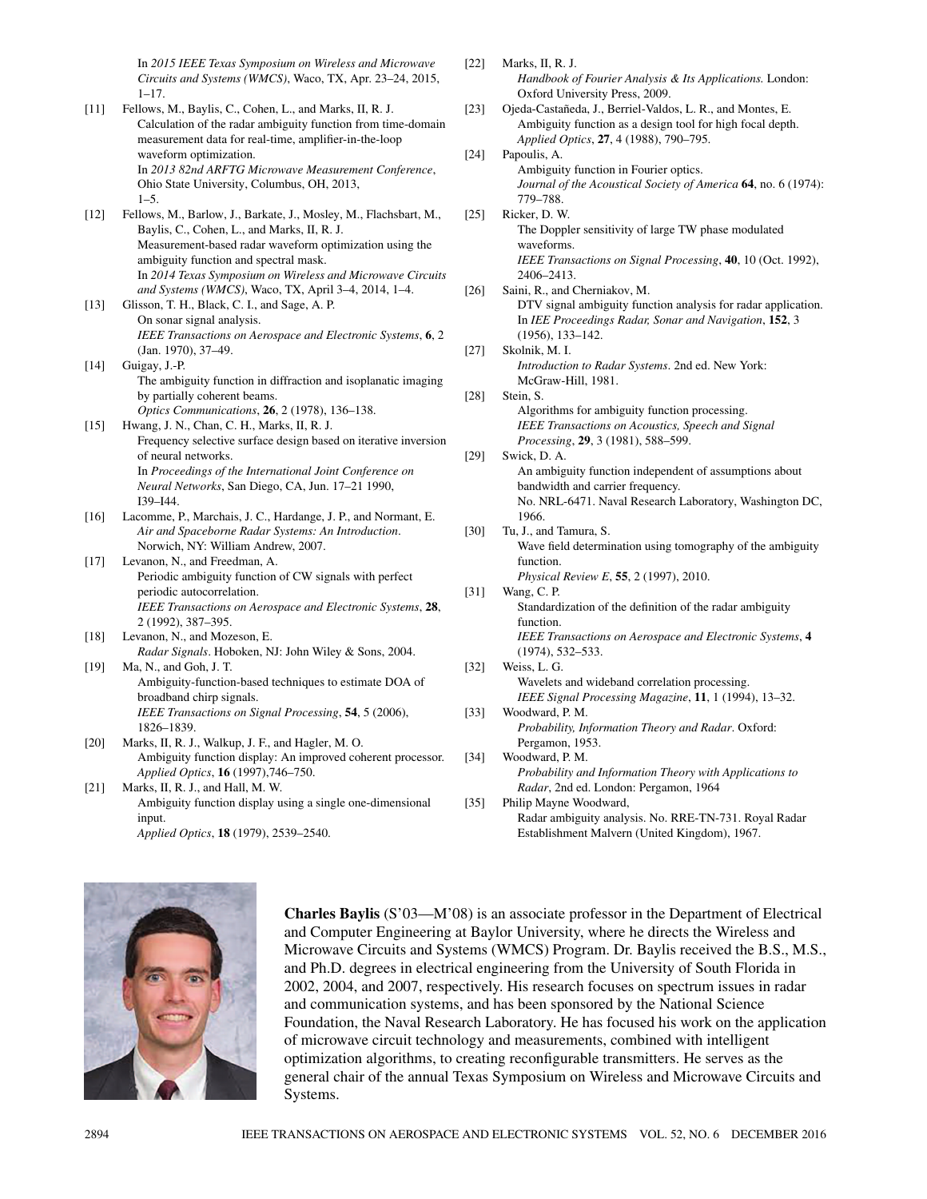In *2015 IEEE Texas Symposium on Wireless and Microwave Circuits and Systems (WMCS)*, Waco, TX, Apr. 23–24, 2015, 1–17.

[11] Fellows, M., Baylis, C., Cohen, L., and Marks, II, R. J.
Calculation of the radar ambiguity function from time-domain measurement data for real-time, amplifier-in-the-loop waveform optimization.
In *2013 82nd ARFTG Microwave Measurement Conference*, Ohio State University, Columbus, OH, 2013, 1–5.

[12] Fellows, M., Barlow, J., Barkate, J., Mosley, M., Flachsbart, M., Baylis, C., Cohen, L., and Marks, II, R. J.
Measurement-based radar waveform optimization using the ambiguity function and spectral mask.
In *2014 Texas Symposium on Wireless and Microwave Circuits and Systems (WMCS)*, Waco, TX, April 3–4, 2014, 1–4.

[13] Glisson, T. H., Black, C. I., and Sage, A. P.
On sonar signal analysis.
*IEEE Transactions on Aerospace and Electronic Systems*, **6**, 2 (Jan. 1970), 37–49.

[14] Guigay, J.-P.
The ambiguity function in diffraction and isoplanatic imaging by partially coherent beams.
*Optics Communications*, **26**, 2 (1978), 136–138.

[15] Hwang, J. N., Chan, C. H., Marks, II, R. J.
Frequency selective surface design based on iterative inversion of neural networks.
In *Proceedings of the International Joint Conference on Neural Networks*, San Diego, CA, Jun. 17–21 1990, I39–I44.

[16] Lacomme, P., Marchais, J. C., Hardange, J. P., and Normant, E.
*Air and Spaceborne Radar Systems: An Introduction*. Norwich, NY: William Andrew, 2007.

[17] Levanon, N., and Freedman, A.
Periodic ambiguity function of CW signals with perfect periodic autocorrelation.
*IEEE Transactions on Aerospace and Electronic Systems*, **28**, 2 (1992), 387–395.

[18] Levanon, N., and Mozeson, E.
*Radar Signals*. Hoboken, NJ: John Wiley & Sons, 2004.

[19] Ma, N., and Goh, J. T.
Ambiguity-function-based techniques to estimate DOA of broadband chirp signals.
*IEEE Transactions on Signal Processing*, **54**, 5 (2006), 1826–1839.

[20] Marks, II, R. J., Walkup, J. F., and Hagler, M. O.
Ambiguity function display: An improved coherent processor.
*Applied Optics*, **16** (1997),746–750.

[21] Marks, II, R. J., and Hall, M. W.
Ambiguity function display using a single one-dimensional input.
*Applied Optics*, **18** (1979), 2539–2540.

[22] Marks, II, R. J.
*Handbook of Fourier Analysis & Its Applications.* London: Oxford University Press, 2009.

[23] Ojeda-Castañeda, J., Berriel-Valdos, L. R., and Montes, E.
Ambiguity function as a design tool for high focal depth.
*Applied Optics*, **27**, 4 (1988), 790–795.

[24] Papoulis, A.
Ambiguity function in Fourier optics.
*Journal of the Acoustical Society of America* **64**, no. 6 (1974): 779–788.

[25] Ricker, D. W.
The Doppler sensitivity of large TW phase modulated waveforms.
*IEEE Transactions on Signal Processing*, **40**, 10 (Oct. 1992), 2406–2413.

[26] Saini, R., and Cherniakov, M.
DTV signal ambiguity function analysis for radar application.
In *IEE Proceedings Radar, Sonar and Navigation*, **152**, 3 (1956), 133–142.

[27] Skolnik, M. I.
*Introduction to Radar Systems*. 2nd ed. New York: McGraw-Hill, 1981.

[28] Stein, S.
Algorithms for ambiguity function processing.
*IEEE Transactions on Acoustics, Speech and Signal Processing*, **29**, 3 (1981), 588–599.

[29] Swick, D. A.
An ambiguity function independent of assumptions about bandwidth and carrier frequency.
No. NRL-6471. Naval Research Laboratory, Washington DC, 1966.

[30] Tu, J., and Tamura, S.
Wave field determination using tomography of the ambiguity function.
*Physical Review E*, **55**, 2 (1997), 2010.

[31] Wang, C. P.
Standardization of the definition of the radar ambiguity function.
*IEEE Transactions on Aerospace and Electronic Systems*, **4** (1974), 532–533.

[32] Weiss, L. G.
Wavelets and wideband correlation processing.
*IEEE Signal Processing Magazine*, **11**, 1 (1994), 13–32.

[33] Woodward, P. M.
*Probability, Information Theory and Radar*. Oxford: Pergamon, 1953.

[34] Woodward, P. M.
*Probability and Information Theory with Applications to Radar*, 2nd ed. London: Pergamon, 1964

[35] Philip Mayne Woodward,
Radar ambiguity analysis. No. RRE-TN-731. Royal Radar Establishment Malvern (United Kingdom), 1967.

**Charles Baylis** (S'03—M'08) is an associate professor in the Department of Electrical and Computer Engineering at Baylor University, where he directs the Wireless and Microwave Circuits and Systems (WMCS) Program. Dr. Baylis received the B.S., M.S., and Ph.D. degrees in electrical engineering from the University of South Florida in 2002, 2004, and 2007, respectively. His research focuses on spectrum issues in radar and communication systems, and has been sponsored by the National Science Foundation, the Naval Research Laboratory. He has focused his work on the application of microwave circuit technology and measurements, combined with intelligent optimization algorithms, to creating reconfigurable transmitters. He serves as the general chair of the annual Texas Symposium on Wireless and Microwave Circuits and Systems.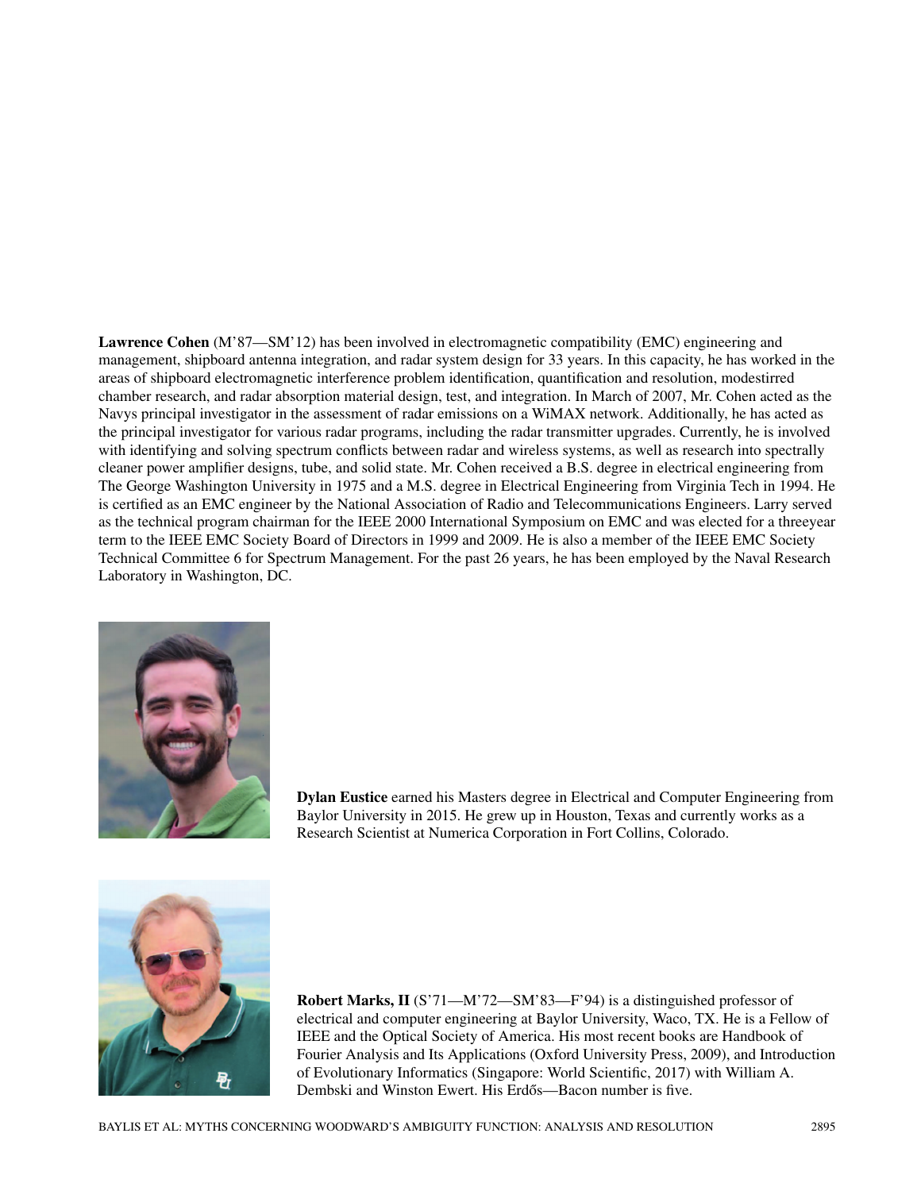**Lawrence Cohen** (M'87—SM'12) has been involved in electromagnetic compatibility (EMC) engineering and management, shipboard antenna integration, and radar system design for 33 years. In this capacity, he has worked in the areas of shipboard electromagnetic interference problem identification, quantification and resolution, modestirred chamber research, and radar absorption material design, test, and integration. In March of 2007, Mr. Cohen acted as the Navys principal investigator in the assessment of radar emissions on a WiMAX network. Additionally, he has acted as the principal investigator for various radar programs, including the radar transmitter upgrades. Currently, he is involved with identifying and solving spectrum conflicts between radar and wireless systems, as well as research into spectrally cleaner power amplifier designs, tube, and solid state. Mr. Cohen received a B.S. degree in electrical engineering from The George Washington University in 1975 and a M.S. degree in Electrical Engineering from Virginia Tech in 1994. He is certified as an EMC engineer by the National Association of Radio and Telecommunications Engineers. Larry served as the technical program chairman for the IEEE 2000 International Symposium on EMC and was elected for a threeyear term to the IEEE EMC Society Board of Directors in 1999 and 2009. He is also a member of the IEEE EMC Society Technical Committee 6 for Spectrum Management. For the past 26 years, he has been employed by the Naval Research Laboratory in Washington, DC.

**Dylan Eustice** earned his Masters degree in Electrical and Computer Engineering from Baylor University in 2015. He grew up in Houston, Texas and currently works as a Research Scientist at Numerica Corporation in Fort Collins, Colorado.

**Robert Marks, II** (S'71—M'72—SM'83—F'94) is a distinguished professor of electrical and computer engineering at Baylor University, Waco, TX. He is a Fellow of IEEE and the Optical Society of America. His most recent books are Handbook of Fourier Analysis and Its Applications (Oxford University Press, 2009), and Introduction of Evolutionary Informatics (Singapore: World Scientific, 2017) with William A. Dembski and Winston Ewert. His Erdős—Bacon number is five.